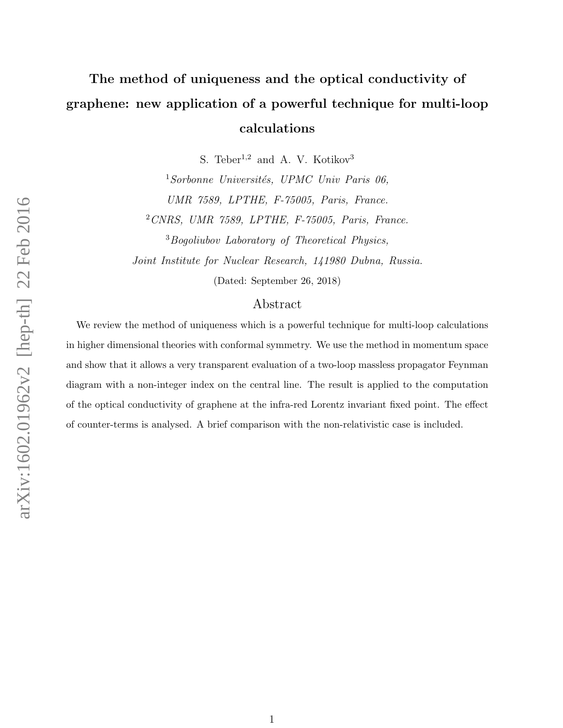# The method of uniqueness and the optical conductivity of graphene: new application of a powerful technique for multi-loop calculations

S. Teber[1,2] and A. V. Kotikov[3]

[1] *Sorbonne Universités, UPMC Univ Paris 06, UMR 7589, LPTHE, F-75005, Paris, France.*

[2] *CNRS, UMR 7589, LPTHE, F-75005, Paris, France.*

[3] *Bogoliubov Laboratory of Theoretical Physics, Joint Institute for Nuclear Research, 141980 Dubna, Russia.*

(Dated: September 26, 2018)

## Abstract

We review the method of uniqueness which is a powerful technique for multi-loop calculations in higher dimensional theories with conformal symmetry. We use the method in momentum space and show that it allows a very transparent evaluation of a two-loop massless propagator Feynman diagram with a non-integer index on the central line. The result is applied to the computation of the optical conductivity of graphene at the infra-red Lorentz invariant fixed point. The effect of counter-terms is analysed. A brief comparison with the non-relativistic case is included.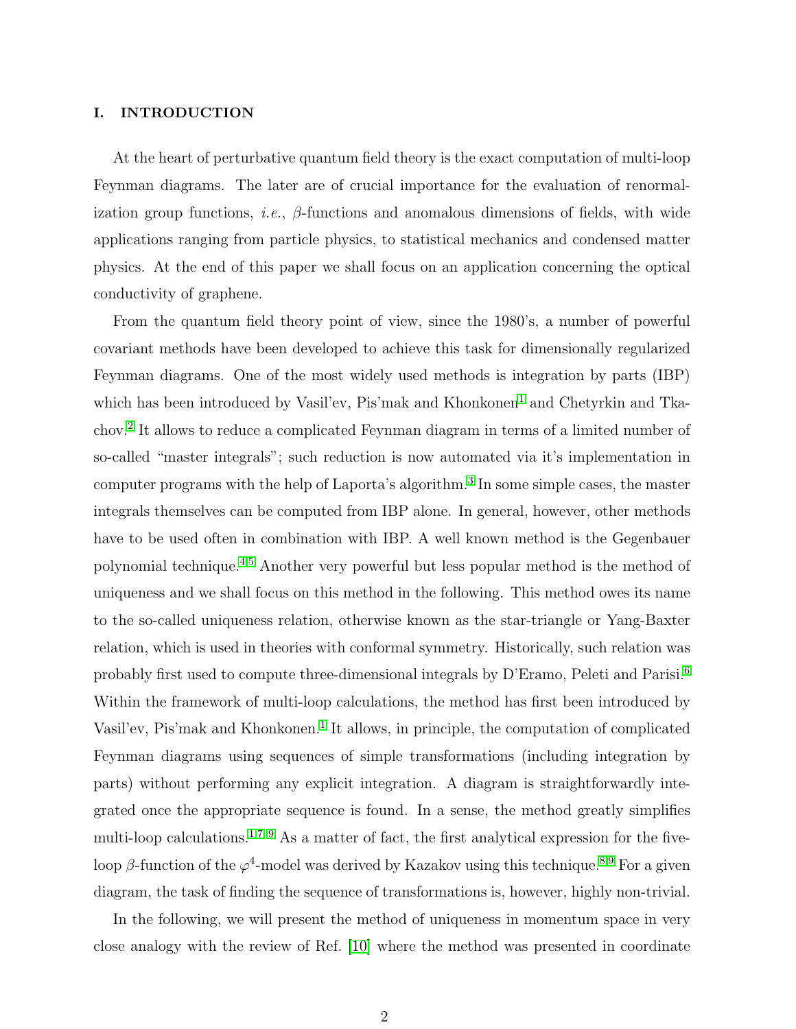## I. INTRODUCTION

At the heart of perturbative quantum field theory is the exact computation of multi-loop Feynman diagrams. The later are of crucial importance for the evaluation of renormalization group functions, *i.e.*, $\beta$-functions and anomalous dimensions of fields, with wide applications ranging from particle physics, to statistical mechanics and condensed matter physics. At the end of this paper we shall focus on an application concerning the optical conductivity of graphene.

From the quantum field theory point of view, since the 1980's, a number of powerful covariant methods have been developed to achieve this task for dimensionally regularized Feynman diagrams. One of the most widely used methods is integration by parts (IBP) which has been introduced by Vasil'ev, Pis'mak and Khonkonen[1] and Chetyrkin and Tkachov.[2] It allows to reduce a complicated Feynman diagram in terms of a limited number of so-called "master integrals"; such reduction is now automated via it's implementation in computer programs with the help of Laporta's algorithm.[3] In some simple cases, the master integrals themselves can be computed from IBP alone. In general, however, other methods have to be used often in combination with IBP. A well known method is the Gegenbauer polynomial technique.[4,5] Another very powerful but less popular method is the method of uniqueness and we shall focus on this method in the following. This method owes its name to the so-called uniqueness relation, otherwise known as the star-triangle or Yang-Baxter relation, which is used in theories with conformal symmetry. Historically, such relation was probably first used to compute three-dimensional integrals by D'Eramo, Peleti and Parisi.[6] Within the framework of multi-loop calculations, the method has first been introduced by Vasil'ev, Pis'mak and Khonkonen.[1] It allows, in principle, the computation of complicated Feynman diagrams using sequences of simple transformations (including integration by parts) without performing any explicit integration. A diagram is straightforwardly integrated once the appropriate sequence is found. In a sense, the method greatly simplifies multi-loop calculations.[1,7–9] As a matter of fact, the first analytical expression for the five-loop $\beta$-function of the $\varphi^4$-model was derived by Kazakov using this technique.[8,9] For a given diagram, the task of finding the sequence of transformations is, however, highly non-trivial.

In the following, we will present the method of uniqueness in momentum space in very close analogy with the review of Ref. [10] where the method was presented in coordinate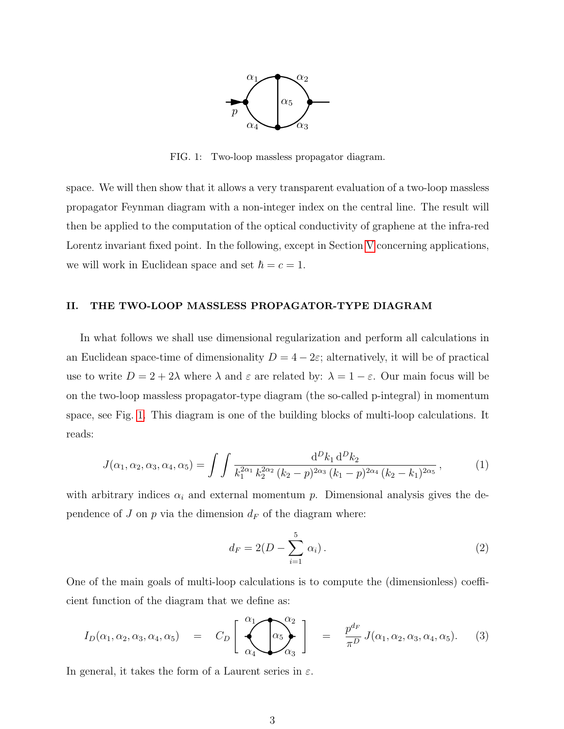FIG. 1: Two-loop massless propagator diagram.

space. We will then show that it allows a very transparent evaluation of a two-loop massless propagator Feynman diagram with a non-integer index on the central line. The result will then be applied to the computation of the optical conductivity of graphene at the infra-red Lorentz invariant fixed point. In the following, except in Section V concerning applications, we will work in Euclidean space and set $\hbar = c = 1$.

## II. THE TWO-LOOP MASSLESS PROPAGATOR-TYPE DIAGRAM

In what follows we shall use dimensional regularization and perform all calculations in an Euclidean space-time of dimensionality $D = 4 - 2\varepsilon$; alternatively, it will be of practical use to write $D = 2 + 2\lambda$ where $\lambda$ and $\varepsilon$ are related by: $\lambda = 1 - \varepsilon$. Our main focus will be on the two-loop massless propagator-type diagram (the so-called p-integral) in momentum space, see Fig. 1. This diagram is one of the building blocks of multi-loop calculations. It reads:

$$J(\alpha_1, \alpha_2, \alpha_3, \alpha_4, \alpha_5) = \int\int \frac{\mathrm{d}^D k_1 \, \mathrm{d}^D k_2}{k_1^{2\alpha_1} \, k_2^{2\alpha_2} \, (k_2 - p)^{2\alpha_3} \, (k_1 - p)^{2\alpha_4} \, (k_2 - k_1)^{2\alpha_5}} \,, \tag{1}$$

with arbitrary indices $\alpha_i$ and external momentum $p$. Dimensional analysis gives the dependence of $J$ on $p$ via the dimension $d_F$ of the diagram where:

$$d_F = 2(D - \sum_{i=1}^{5} \alpha_i) \,. \tag{2}$$

One of the main goals of multi-loop calculations is to compute the (dimensionless) coefficient function of the diagram that we define as:

$$I_D(\alpha_1, \alpha_2, \alpha_3, \alpha_4, \alpha_5) \quad = \quad C_D \left[ \text{diagram}(\alpha_1, \alpha_2, \alpha_3, \alpha_4, \alpha_5) \right] \quad = \quad \frac{p^{d_F}}{\pi^D} \, J(\alpha_1, \alpha_2, \alpha_3, \alpha_4, \alpha_5). \tag{3}$$

In general, it takes the form of a Laurent series in $\varepsilon$.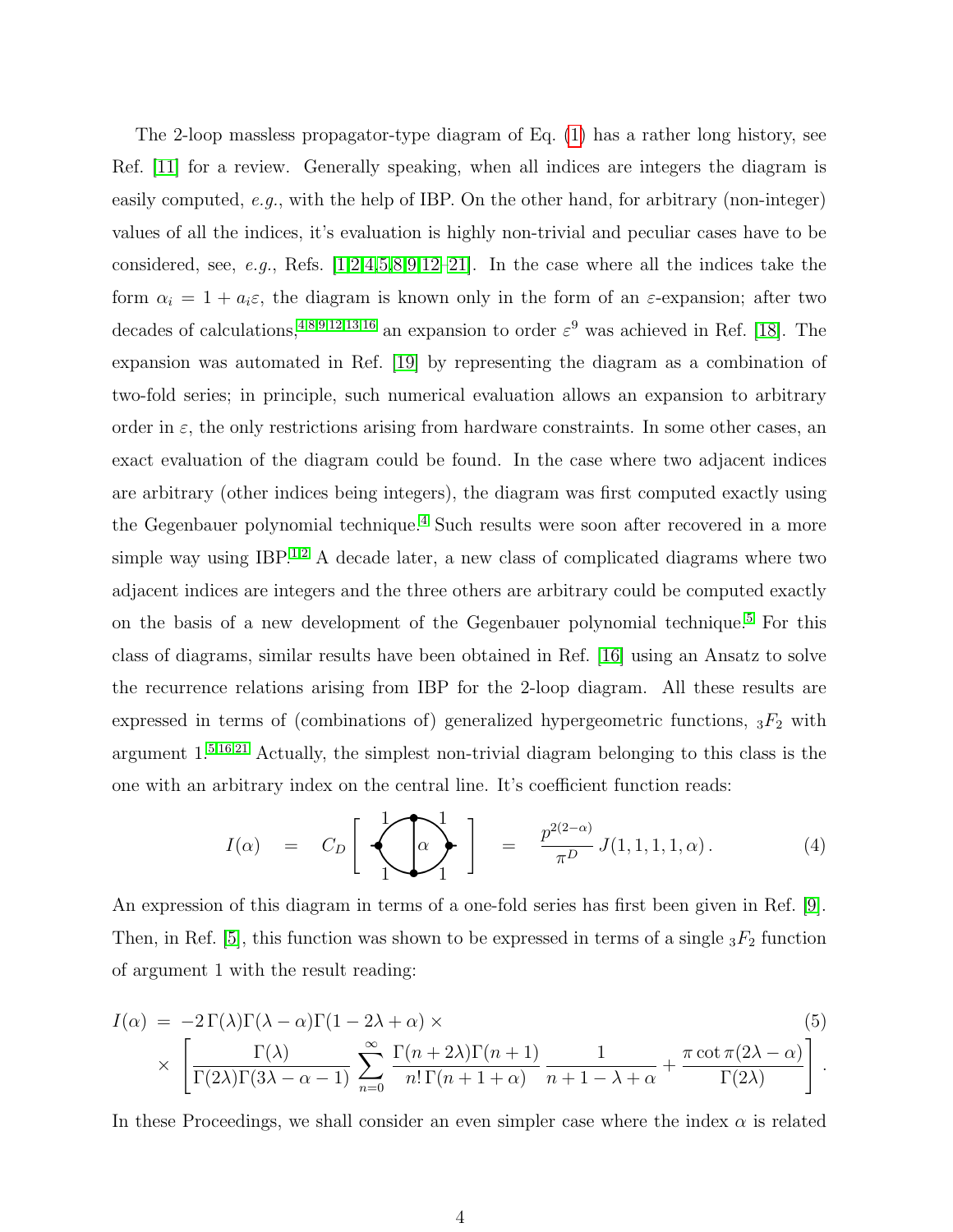The 2-loop massless propagator-type diagram of Eq. (1) has a rather long history, see Ref. [11] for a review. Generally speaking, when all indices are integers the diagram is easily computed, *e.g.*, with the help of IBP. On the other hand, for arbitrary (non-integer) values of all the indices, it's evaluation is highly non-trivial and peculiar cases have to be considered, see, *e.g.*, Refs. [1,2,4,5,8,9,12–21]. In the case where all the indices take the form $\alpha_i = 1 + a_i\varepsilon$, the diagram is known only in the form of an $\varepsilon$-expansion; after two decades of calculations,[4,8,9,12,13,16] an expansion to order $\varepsilon^9$ was achieved in Ref. [18]. The expansion was automated in Ref. [19] by representing the diagram as a combination of two-fold series; in principle, such numerical evaluation allows an expansion to arbitrary order in $\varepsilon$, the only restrictions arising from hardware constraints. In some other cases, an exact evaluation of the diagram could be found. In the case where two adjacent indices are arbitrary (other indices being integers), the diagram was first computed exactly using the Gegenbauer polynomial technique.[4] Such results were soon after recovered in a more simple way using IBP.[1,2] A decade later, a new class of complicated diagrams where two adjacent indices are integers and the three others are arbitrary could be computed exactly on the basis of a new development of the Gegenbauer polynomial technique.[5] For this class of diagrams, similar results have been obtained in Ref. [16] using an Ansatz to solve the recurrence relations arising from IBP for the 2-loop diagram. All these results are expressed in terms of (combinations of) generalized hypergeometric functions, ${}_3F_2$ with argument 1.[5,16,21] Actually, the simplest non-trivial diagram belonging to this class is the one with an arbitrary index on the central line. It's coefficient function reads:

$$I(\alpha) \quad = \quad C_D \left[ \text{diagram with lines } 1,1,1,1 \text{ and central line } \alpha \right] \quad = \quad \frac{p^{2(2-\alpha)}}{\pi^D}\, J(1,1,1,1,\alpha)\,. \tag{4}$$

An expression of this diagram in terms of a one-fold series has first been given in Ref. [9]. Then, in Ref. [5], this function was shown to be expressed in terms of a single ${}_3F_2$ function of argument 1 with the result reading:

$$\begin{aligned} I(\alpha) \;=\; & -2\,\Gamma(\lambda)\Gamma(\lambda-\alpha)\Gamma(1-2\lambda+\alpha)\,\times \\ & \times\left[\frac{\Gamma(\lambda)}{\Gamma(2\lambda)\Gamma(3\lambda-\alpha-1)}\sum_{n=0}^{\infty}\frac{\Gamma(n+2\lambda)\Gamma(n+1)}{n!\,\Gamma(n+1+\alpha)}\,\frac{1}{n+1-\lambda+\alpha}+\frac{\pi\cot\pi(2\lambda-\alpha)}{\Gamma(2\lambda)}\right]. \end{aligned} \tag{5}$$

In these Proceedings, we shall consider an even simpler case where the index $\alpha$ is related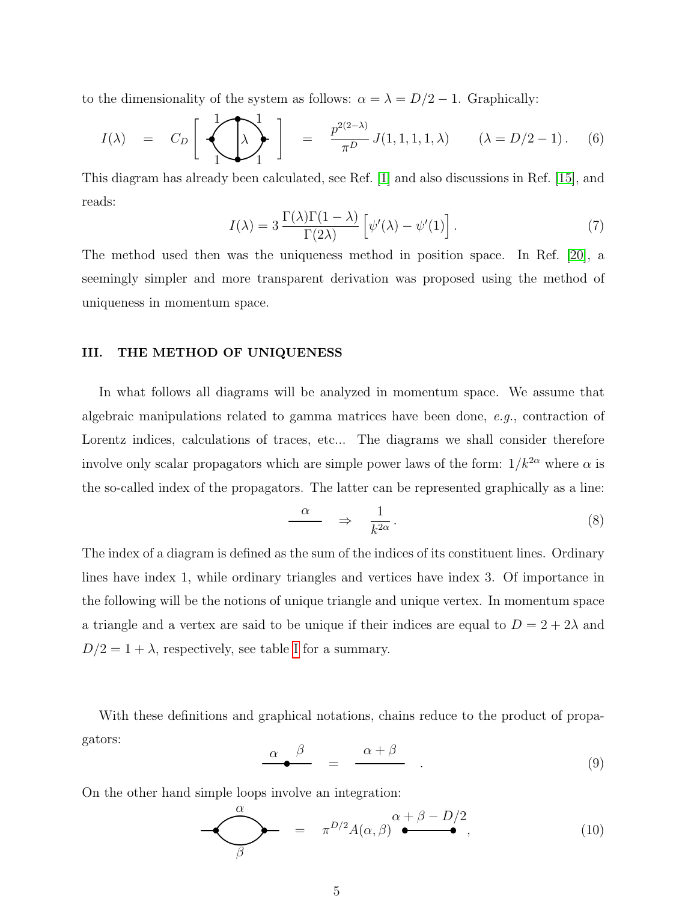to the dimensionality of the system as follows: $\alpha = \lambda = D/2 - 1$. Graphically:

$$I(\lambda) \quad = \quad C_D \left[ \text{(diagram: two-loop self-energy with outer lines of index 1, 1, 1, 1 and central rung of index } \lambda) \right] \quad = \quad \frac{p^{2(2-\lambda)}}{\pi^D}\, J(1,1,1,1,\lambda) \qquad (\lambda = D/2-1)\,. \tag{6}$$

This diagram has already been calculated, see Ref. [1] and also discussions in Ref. [15], and reads:

$$I(\lambda) = 3\, \frac{\Gamma(\lambda)\Gamma(1-\lambda)}{\Gamma(2\lambda)} \left[ \psi'(\lambda) - \psi'(1) \right]. \tag{7}$$

The method used then was the uniqueness method in position space. In Ref. [20], a seemingly simpler and more transparent derivation was proposed using the method of uniqueness in momentum space.

## III. THE METHOD OF UNIQUENESS

In what follows all diagrams will be analyzed in momentum space. We assume that algebraic manipulations related to gamma matrices have been done, *e.g.*, contraction of Lorentz indices, calculations of traces, etc... The diagrams we shall consider therefore involve only scalar propagators which are simple power laws of the form: $1/k^{2\alpha}$ where $\alpha$ is the so-called index of the propagators. The latter can be represented graphically as a line:

$$\overset{\alpha}{\overline{\qquad}} \quad \Rightarrow \quad \frac{1}{k^{2\alpha}}\,. \tag{8}$$

The index of a diagram is defined as the sum of the indices of its constituent lines. Ordinary lines have index 1, while ordinary triangles and vertices have index 3. Of importance in the following will be the notions of unique triangle and unique vertex. In momentum space a triangle and a vertex are said to be unique if their indices are equal to $D = 2+2\lambda$ and $D/2 = 1+\lambda$, respectively, see table I for a summary.

With these definitions and graphical notations, chains reduce to the product of propagators:

$$\overset{\alpha}{\overline{\quad}}\!\bullet\!\overset{\beta}{\overline{\quad}} \quad = \quad \overset{\alpha+\beta}{\overline{\qquad\quad}}\,. \tag{9}$$

On the other hand simple loops involve an integration:

$$\text{(one-loop diagram with lines } \alpha \text{ and } \beta) \quad = \quad \pi^{D/2} A(\alpha,\beta) \; \bullet\!\overset{\alpha+\beta-D/2}{\overline{\qquad\quad}}\!\bullet\,, \tag{10}$$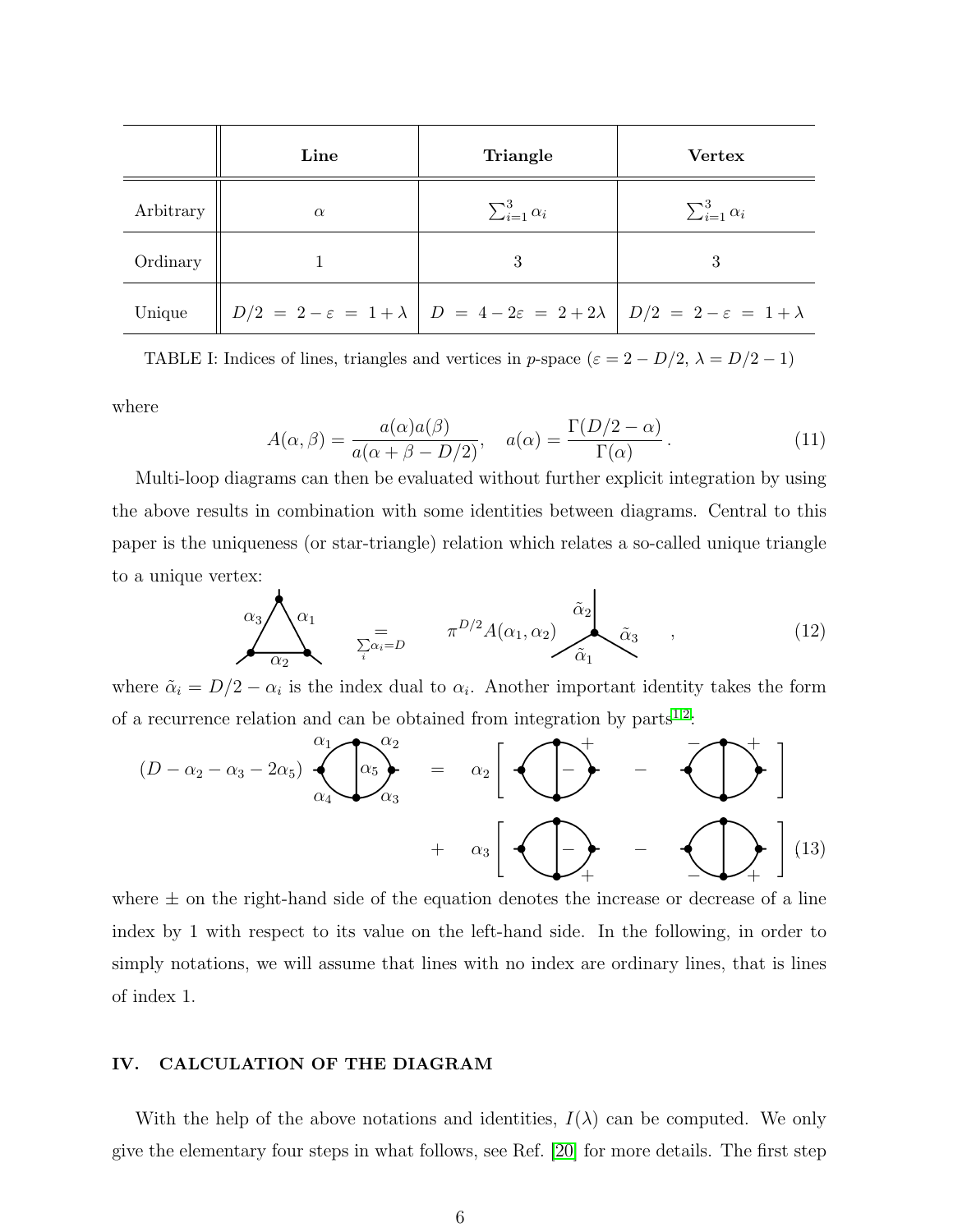|  | **Line** | **Triangle** | **Vertex** |
|---|---|---|---|
| Arbitrary | $\alpha$ | $\sum_{i=1}^{3} \alpha_i$ | $\sum_{i=1}^{3} \alpha_i$ |
| Ordinary | 1 | 3 | 3 |
| Unique | $D/2 \;=\; 2-\varepsilon \;=\; 1+\lambda$ | $D \;=\; 4-2\varepsilon \;=\; 2+2\lambda$ | $D/2 \;=\; 2-\varepsilon \;=\; 1+\lambda$ |

TABLE I: Indices of lines, triangles and vertices in $p$-space ($\varepsilon = 2 - D/2$, $\lambda = D/2 - 1$)

where

$$A(\alpha, \beta) = \frac{a(\alpha)a(\beta)}{a(\alpha + \beta - D/2)}, \quad a(\alpha) = \frac{\Gamma(D/2 - \alpha)}{\Gamma(\alpha)}. \tag{11}$$

Multi-loop diagrams can then be evaluated without further explicit integration by using the above results in combination with some identities between diagrams. Central to this paper is the uniqueness (or star-triangle) relation which relates a so-called unique triangle to a unique vertex:

$$\text{[triangle with lines } \alpha_1, \alpha_2, \alpha_3] \underset{\sum_i \alpha_i = D}{=} \pi^{D/2} A(\alpha_1, \alpha_2) \; \text{[vertex with lines } \tilde{\alpha}_1, \tilde{\alpha}_2, \tilde{\alpha}_3] \quad , \tag{12}$$

where $\tilde{\alpha}_i = D/2 - \alpha_i$ is the index dual to $\alpha_i$. Another important identity takes the form of a recurrence relation and can be obtained from integration by parts[1,2]:

$$(D - \alpha_2 - \alpha_3 - 2\alpha_5) \; \text{[diagram with lines } \alpha_1, \alpha_2, \alpha_3, \alpha_4, \alpha_5] = \alpha_2 \Big[ \text{[diagram: } \alpha_2^{+}, \alpha_5^{-}] - \text{[diagram: } \alpha_1^{-}, \alpha_2^{+}] \Big] + \alpha_3 \Big[ \text{[diagram: } \alpha_5^{-}, \alpha_3^{+}] - \text{[diagram: } \alpha_4^{-}, \alpha_3^{+}] \Big] \tag{13}$$

where $\pm$ on the right-hand side of the equation denotes the increase or decrease of a line index by 1 with respect to its value on the left-hand side. In the following, in order to simply notations, we will assume that lines with no index are ordinary lines, that is lines of index 1.

## IV. CALCULATION OF THE DIAGRAM

With the help of the above notations and identities, $I(\lambda)$ can be computed. We only give the elementary four steps in what follows, see Ref. [20] for more details. The first step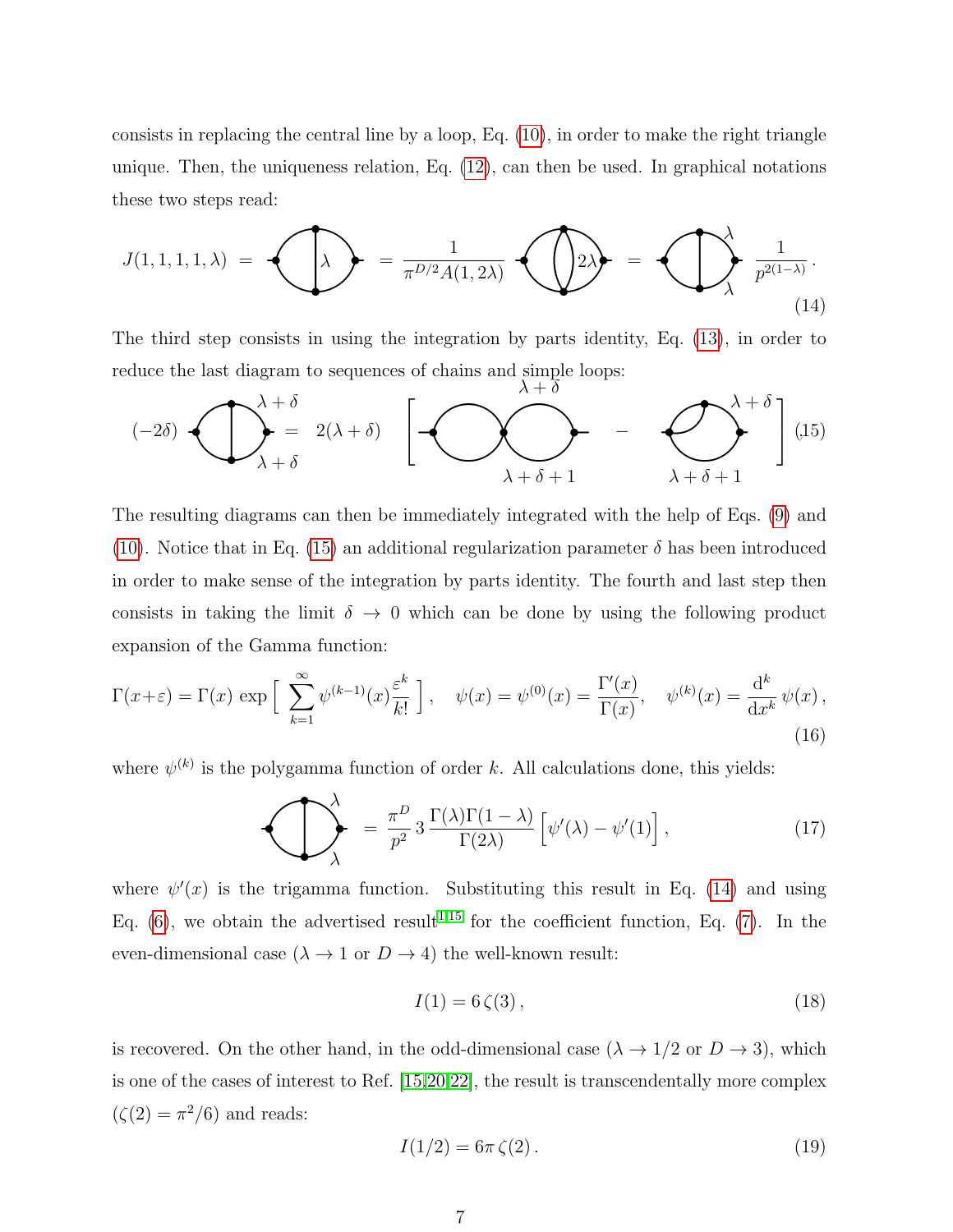consists in replacing the central line by a loop, Eq. (10), in order to make the right triangle unique. Then, the uniqueness relation, Eq. (12), can then be used. In graphical notations these two steps read:

$$J(1,1,1,1,\lambda) \;=\; [\text{diagram}] \;=\; \frac{1}{\pi^{D/2} A(1,2\lambda)} \; [\text{diagram}] \;=\; [\text{diagram}] \; \frac{1}{p^{2(1-\lambda)}} \,. \tag{14}$$

The third step consists in using the integration by parts identity, Eq. (13), in order to reduce the last diagram to sequences of chains and simple loops:

$$(-2\delta) \; [\text{diagram}] \;=\; 2(\lambda+\delta) \left[ \; [\text{diagram}] \; - \; [\text{diagram}] \; \right] \tag{15}$$

The resulting diagrams can then be immediately integrated with the help of Eqs. (9) and (10). Notice that in Eq. (15) an additional regularization parameter $\delta$ has been introduced in order to make sense of the integration by parts identity. The fourth and last step then consists in taking the limit $\delta \to 0$ which can be done by using the following product expansion of the Gamma function:

$$\Gamma(x+\varepsilon) = \Gamma(x)\, \exp\Big[\, \sum_{k=1}^{\infty} \psi^{(k-1)}(x) \frac{\varepsilon^k}{k!} \,\Big]\,, \quad \psi(x) = \psi^{(0)}(x) = \frac{\Gamma'(x)}{\Gamma(x)}, \quad \psi^{(k)}(x) = \frac{\mathrm{d}^k}{\mathrm{d}x^k}\, \psi(x)\,, \tag{16}$$

where $\psi^{(k)}$ is the polygamma function of order $k$. All calculations done, this yields:

$$[\text{diagram}] \;=\; \frac{\pi^D}{p^2}\, 3\, \frac{\Gamma(\lambda)\Gamma(1-\lambda)}{\Gamma(2\lambda)} \Big[ \psi'(\lambda) - \psi'(1) \Big]\,, \tag{17}$$

where $\psi'(x)$ is the trigamma function. Substituting this result in Eq. (14) and using Eq. (6), we obtain the advertised result[1,15] for the coefficient function, Eq. (7). In the even-dimensional case ($\lambda \to 1$ or $D \to 4$) the well-known result:

$$I(1) = 6\,\zeta(3)\,, \tag{18}$$

is recovered. On the other hand, in the odd-dimensional case ($\lambda \to 1/2$ or $D \to 3$), which is one of the cases of interest to Ref. [15,20,22], the result is transcendentally more complex ($\zeta(2) = \pi^2/6$) and reads:

$$I(1/2) = 6\pi\,\zeta(2)\,. \tag{19}$$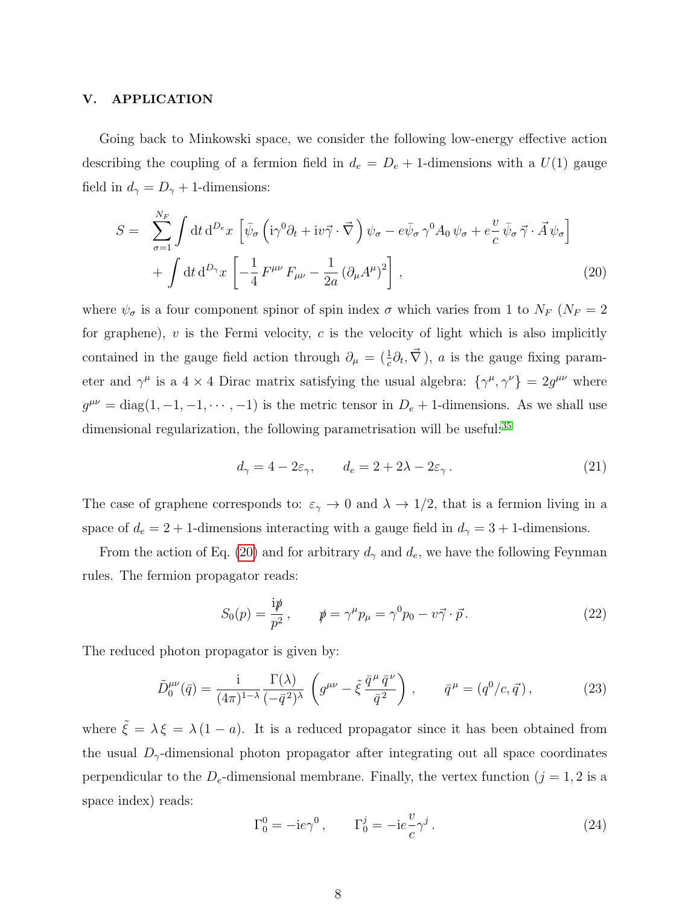## V. APPLICATION

Going back to Minkowski space, we consider the following low-energy effective action describing the coupling of a fermion field in $d_e = D_e + 1$-dimensions with a $U(1)$ gauge field in $d_\gamma = D_\gamma + 1$-dimensions:

$$
\begin{aligned}
S = & \sum_{\sigma=1}^{N_F} \int \mathrm{d}t\, \mathrm{d}^{D_e}x \, \left[ \bar{\psi}_\sigma \left( \mathrm{i}\gamma^0 \partial_t + \mathrm{i}v \vec{\gamma} \cdot \vec{\nabla} \right) \psi_\sigma - e \bar{\psi}_\sigma \, \gamma^0 A_0 \, \psi_\sigma + e \frac{v}{c} \, \bar{\psi}_\sigma \, \vec{\gamma} \cdot \vec{A} \, \psi_\sigma \right] \\
& + \int \mathrm{d}t\, \mathrm{d}^{D_\gamma}x \, \left[ -\frac{1}{4} \, F^{\mu\nu} \, F_{\mu\nu} - \frac{1}{2a} \left( \partial_\mu A^\mu \right)^2 \right] \,,
\end{aligned} \tag{20}
$$

where $\psi_\sigma$ is a four component spinor of spin index $\sigma$ which varies from 1 to $N_F$ ($N_F = 2$ for graphene), $v$ is the Fermi velocity, $c$ is the velocity of light which is also implicitly contained in the gauge field action through $\partial_\mu = (\frac{1}{c}\partial_t, \vec{\nabla})$, $a$ is the gauge fixing parameter and $\gamma^\mu$ is a $4 \times 4$ Dirac matrix satisfying the usual algebra: $\{\gamma^\mu, \gamma^\nu\} = 2g^{\mu\nu}$ where $g^{\mu\nu} = \mathrm{diag}(1, -1, -1, \cdots, -1)$ is the metric tensor in $D_e + 1$-dimensions. As we shall use dimensional regularization, the following parametrisation will be useful:[35]

$$
d_\gamma = 4 - 2\varepsilon_\gamma, \qquad d_e = 2 + 2\lambda - 2\varepsilon_\gamma \,. \tag{21}
$$

The case of graphene corresponds to: $\varepsilon_\gamma \to 0$ and $\lambda \to 1/2$, that is a fermion living in a space of $d_e = 2 + 1$-dimensions interacting with a gauge field in $d_\gamma = 3 + 1$-dimensions.

From the action of Eq. (20) and for arbitrary $d_\gamma$ and $d_e$, we have the following Feynman rules. The fermion propagator reads:

$$
S_0(p) = \frac{\mathrm{i} \not{p}}{p^2} \,, \qquad \not{p} = \gamma^\mu p_\mu = \gamma^0 p_0 - v \vec{\gamma} \cdot \vec{p} \,. \tag{22}
$$

The reduced photon propagator is given by:

$$
\tilde{D}_0^{\mu\nu}(\bar{q}) = \frac{\mathrm{i}}{(4\pi)^{1-\lambda}} \frac{\Gamma(\lambda)}{(-\bar{q}^2)^\lambda} \left( g^{\mu\nu} - \tilde{\xi} \, \frac{\bar{q}^\mu \, \bar{q}^\nu}{\bar{q}^2} \right) \,, \qquad \bar{q}^\mu = (q^0/c, \vec{q}\,) \,, \tag{23}
$$

where $\tilde{\xi} = \lambda \, \xi = \lambda \, (1 - a)$. It is a reduced propagator since it has been obtained from the usual $D_\gamma$-dimensional photon propagator after integrating out all space coordinates perpendicular to the $D_e$-dimensional membrane. Finally, the vertex function ($j = 1, 2$ is a space index) reads:

$$
\Gamma_0^0 = -\mathrm{i}e\gamma^0 \,, \qquad \Gamma_0^j = -\mathrm{i}e \frac{v}{c} \gamma^j \,. \tag{24}
$$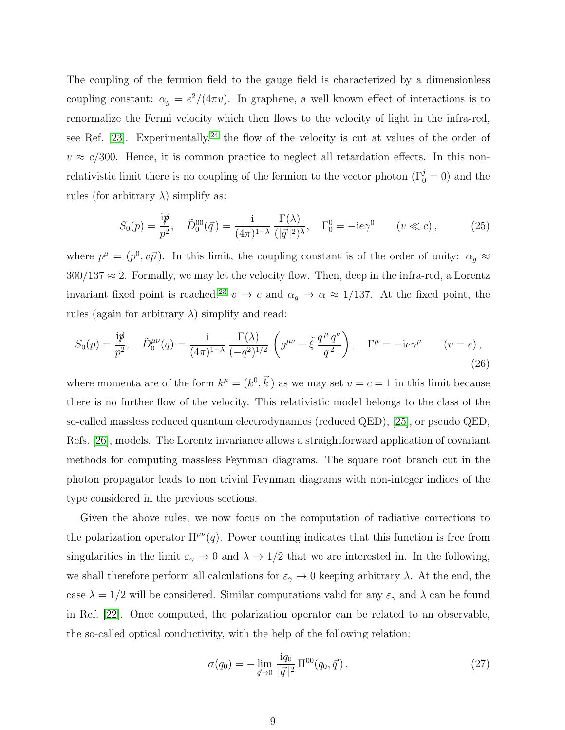The coupling of the fermion field to the gauge field is characterized by a dimensionless coupling constant: $\alpha_g = e^2/(4\pi v)$. In graphene, a well known effect of interactions is to renormalize the Fermi velocity which then flows to the velocity of light in the infra-red, see Ref. [23]. Experimentally,[24] the flow of the velocity is cut at values of the order of $v \approx c/300$. Hence, it is common practice to neglect all retardation effects. In this non-relativistic limit there is no coupling of the fermion to the vector photon ($\Gamma_0^j = 0$) and the rules (for arbitrary $\lambda$) simplify as:

$$S_0(p) = \frac{\mathrm{i}\not{p}}{p^2}, \quad \tilde{D}_0^{00}(\vec{q}) = \frac{\mathrm{i}}{(4\pi)^{1-\lambda}} \frac{\Gamma(\lambda)}{(|\vec{q}\,|^2)^{\lambda}}, \quad \Gamma_0^0 = -\mathrm{i}e\gamma^0 \qquad (v \ll c)\,, \tag{25}$$

where $p^\mu = (p^0, v\vec{p}\,)$. In this limit, the coupling constant is of the order of unity: $\alpha_g \approx 300/137 \approx 2$. Formally, we may let the velocity flow. Then, deep in the infra-red, a Lorentz invariant fixed point is reached:[23] $v \to c$ and $\alpha_g \to \alpha \approx 1/137$. At the fixed point, the rules (again for arbitrary $\lambda$) simplify and read:

$$S_0(p) = \frac{\mathrm{i}\not{p}}{p^2}, \quad \tilde{D}_0^{\mu\nu}(q) = \frac{\mathrm{i}}{(4\pi)^{1-\lambda}} \frac{\Gamma(\lambda)}{(-q^2)^{1/2}} \left( g^{\mu\nu} - \tilde{\xi}\, \frac{q^\mu q^\nu}{q^2} \right), \quad \Gamma^\mu = -\mathrm{i}e\gamma^\mu \qquad (v = c)\,, \tag{26}$$

where momenta are of the form $k^\mu = (k^0, \vec{k}\,)$ as we may set $v = c = 1$ in this limit because there is no further flow of the velocity. This relativistic model belongs to the class of the so-called massless reduced quantum electrodynamics (reduced QED), [25], or pseudo QED, Refs. [26], models. The Lorentz invariance allows a straightforward application of covariant methods for computing massless Feynman diagrams. The square root branch cut in the photon propagator leads to non trivial Feynman diagrams with non-integer indices of the type considered in the previous sections.

Given the above rules, we now focus on the computation of radiative corrections to the polarization operator $\Pi^{\mu\nu}(q)$. Power counting indicates that this function is free from singularities in the limit $\varepsilon_\gamma \to 0$ and $\lambda \to 1/2$ that we are interested in. In the following, we shall therefore perform all calculations for $\varepsilon_\gamma \to 0$ keeping arbitrary $\lambda$. At the end, the case $\lambda = 1/2$ will be considered. Similar computations valid for any $\varepsilon_\gamma$ and $\lambda$ can be found in Ref. [22]. Once computed, the polarization operator can be related to an observable, the so-called optical conductivity, with the help of the following relation:

$$\sigma(q_0) = -\lim_{\vec{q} \to 0} \frac{\mathrm{i}q_0}{|\vec{q}\,|^2}\, \Pi^{00}(q_0, \vec{q}\,)\,. \tag{27}$$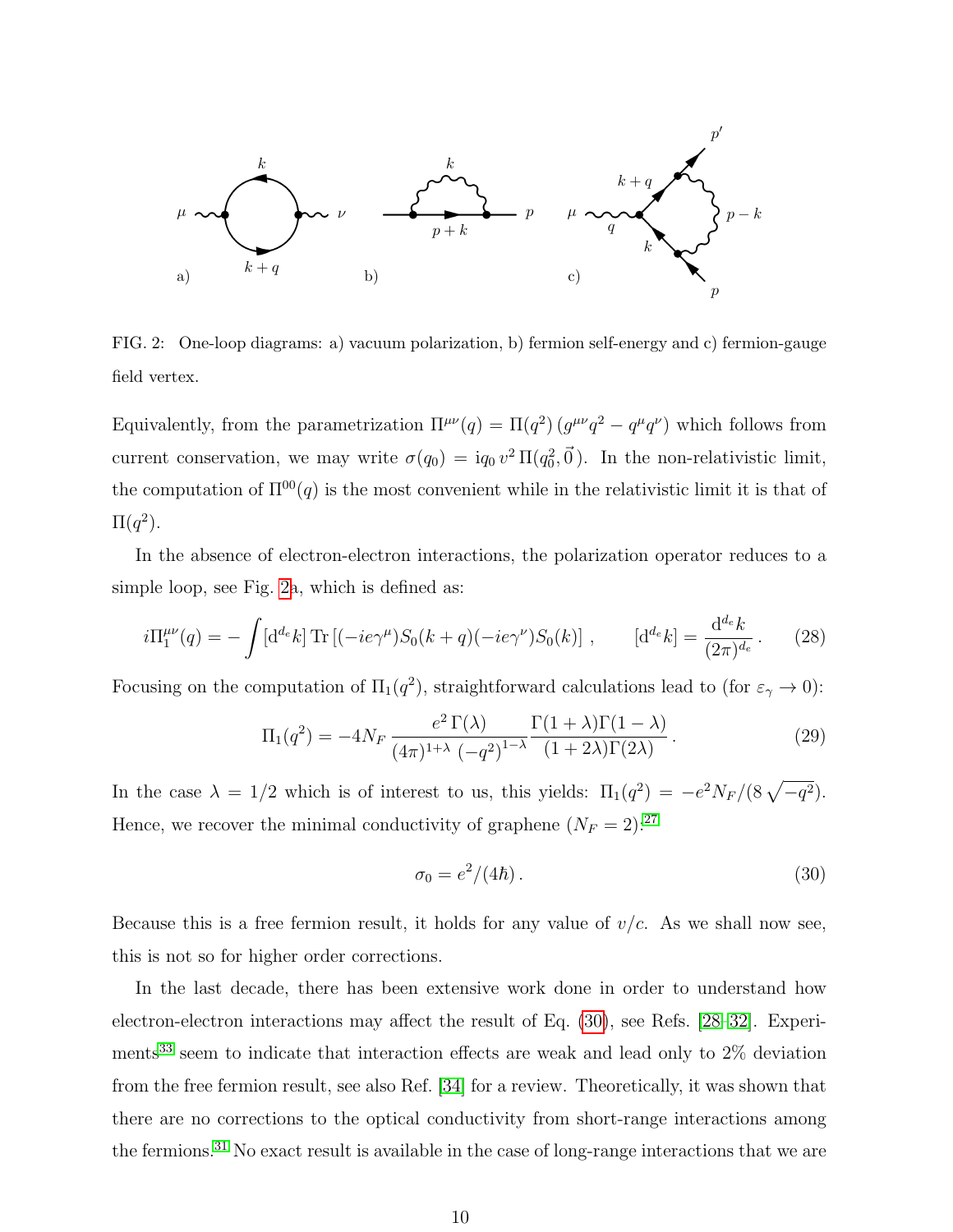FIG. 2: One-loop diagrams: a) vacuum polarization, b) fermion self-energy and c) fermion-gauge field vertex.

Equivalently, from the parametrization $\Pi^{\mu\nu}(q) = \Pi(q^2)\,(g^{\mu\nu}q^2 - q^\mu q^\nu)$ which follows from current conservation, we may write $\sigma(q_0) = \mathrm{i}q_0\, v^2\, \Pi(q_0^2, \vec{0}\,)$. In the non-relativistic limit, the computation of $\Pi^{00}(q)$ is the most convenient while in the relativistic limit it is that of $\Pi(q^2)$.

In the absence of electron-electron interactions, the polarization operator reduces to a simple loop, see Fig. 2a, which is defined as:

$$i\Pi_1^{\mu\nu}(q) = -\int [\mathrm{d}^{d_e}k]\, \mathrm{Tr}\left[(-ie\gamma^\mu)S_0(k+q)(-ie\gamma^\nu)S_0(k)\right], \qquad [\mathrm{d}^{d_e}k] = \frac{\mathrm{d}^{d_e}k}{(2\pi)^{d_e}}\,. \tag{28}$$

Focusing on the computation of $\Pi_1(q^2)$, straightforward calculations lead to (for $\varepsilon_\gamma \to 0$):

$$\Pi_1(q^2) = -4N_F\,\frac{e^2\,\Gamma(\lambda)}{(4\pi)^{1+\lambda}\,(-q^2)^{1-\lambda}}\frac{\Gamma(1+\lambda)\Gamma(1-\lambda)}{(1+2\lambda)\Gamma(2\lambda)}\,. \tag{29}$$

In the case $\lambda = 1/2$ which is of interest to us, this yields: $\Pi_1(q^2) = -e^2 N_F/(8\sqrt{-q^2})$. Hence, we recover the minimal conductivity of graphene ($N_F = 2$):[27]

$$\sigma_0 = e^2/(4\hbar)\,. \tag{30}$$

Because this is a free fermion result, it holds for any value of $v/c$. As we shall now see, this is not so for higher order corrections.

In the last decade, there has been extensive work done in order to understand how electron-electron interactions may affect the result of Eq. (30), see Refs. [28–32]. Experiments[33] seem to indicate that interaction effects are weak and lead only to 2% deviation from the free fermion result, see also Ref. [34] for a review. Theoretically, it was shown that there are no corrections to the optical conductivity from short-range interactions among the fermions.[31] No exact result is available in the case of long-range interactions that we are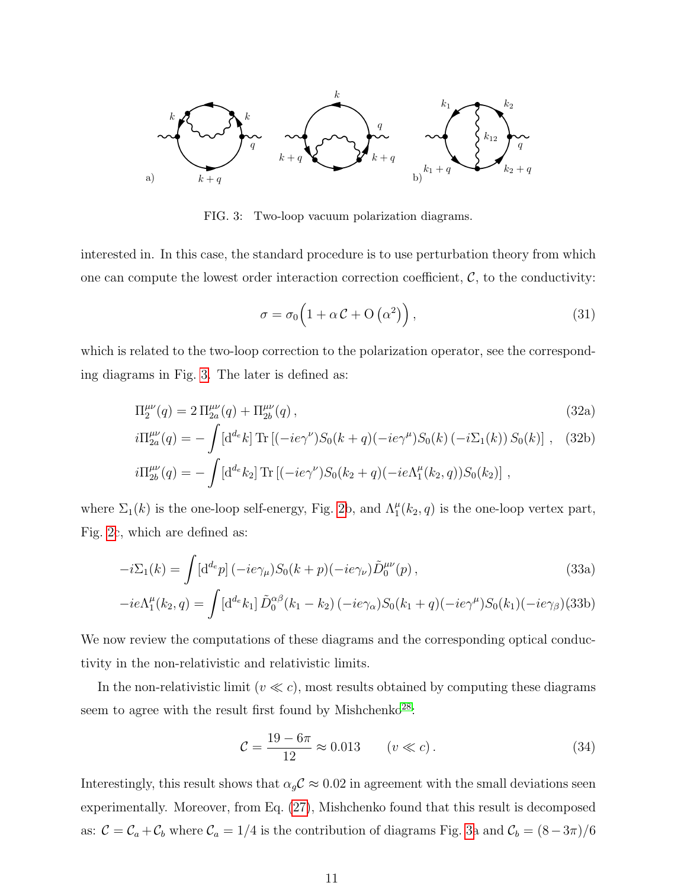FIG. 3: Two-loop vacuum polarization diagrams.

interested in. In this case, the standard procedure is to use perturbation theory from which one can compute the lowest order interaction correction coefficient, $\mathcal{C}$, to the conductivity:

$$\sigma = \sigma_0 \Big( 1 + \alpha\, \mathcal{C} + \mathrm{O}\left(\alpha^2\right) \Big) , \tag{31}$$

which is related to the two-loop correction to the polarization operator, see the corresponding diagrams in Fig. 3. The later is defined as:

$$\Pi_2^{\mu\nu}(q) = 2\, \Pi_{2a}^{\mu\nu}(q) + \Pi_{2b}^{\mu\nu}(q) \, , \tag{32a}$$

$$i\Pi_{2a}^{\mu\nu}(q) = -\int [\mathrm{d}^{d_e} k]\, \mathrm{Tr}\left[ (-ie\gamma^\nu) S_0(k+q) (-ie\gamma^\mu) S_0(k) \left(-i\Sigma_1(k)\right) S_0(k) \right] , \tag{32b}$$

$$i\Pi_{2b}^{\mu\nu}(q) = -\int [\mathrm{d}^{d_e} k_2]\, \mathrm{Tr}\left[ (-ie\gamma^\nu) S_0(k_2+q) (-ie\Lambda_1^\mu(k_2,q)) S_0(k_2) \right] ,$$

where $\Sigma_1(k)$ is the one-loop self-energy, Fig. 2b, and $\Lambda_1^\mu(k_2, q)$ is the one-loop vertex part, Fig. 2c, which are defined as:

$$-i\Sigma_1(k) = \int [\mathrm{d}^{d_e} p]\, (-ie\gamma_\mu) S_0(k+p) (-ie\gamma_\nu) \tilde{D}_0^{\mu\nu}(p) \, , \tag{33a}$$

$$-ie\Lambda_1^\mu(k_2,q) = \int [\mathrm{d}^{d_e} k_1]\, \tilde{D}_0^{\alpha\beta}(k_1-k_2)\, (-ie\gamma_\alpha) S_0(k_1+q) (-ie\gamma^\mu) S_0(k_1) (-ie\gamma_\beta) \tag{33b}$$

We now review the computations of these diagrams and the corresponding optical conductivity in the non-relativistic and relativistic limits.

In the non-relativistic limit ($v \ll c$), most results obtained by computing these diagrams seem to agree with the result first found by Mishchenko[28]:

$$\mathcal{C} = \frac{19 - 6\pi}{12} \approx 0.013 \qquad (v \ll c) \, . \tag{34}$$

Interestingly, this result shows that $\alpha_g \mathcal{C} \approx 0.02$ in agreement with the small deviations seen experimentally. Moreover, from Eq. (27), Mishchenko found that this result is decomposed as: $\mathcal{C} = \mathcal{C}_a + \mathcal{C}_b$ where $\mathcal{C}_a = 1/4$ is the contribution of diagrams Fig. 3a and $\mathcal{C}_b = (8 - 3\pi)/6$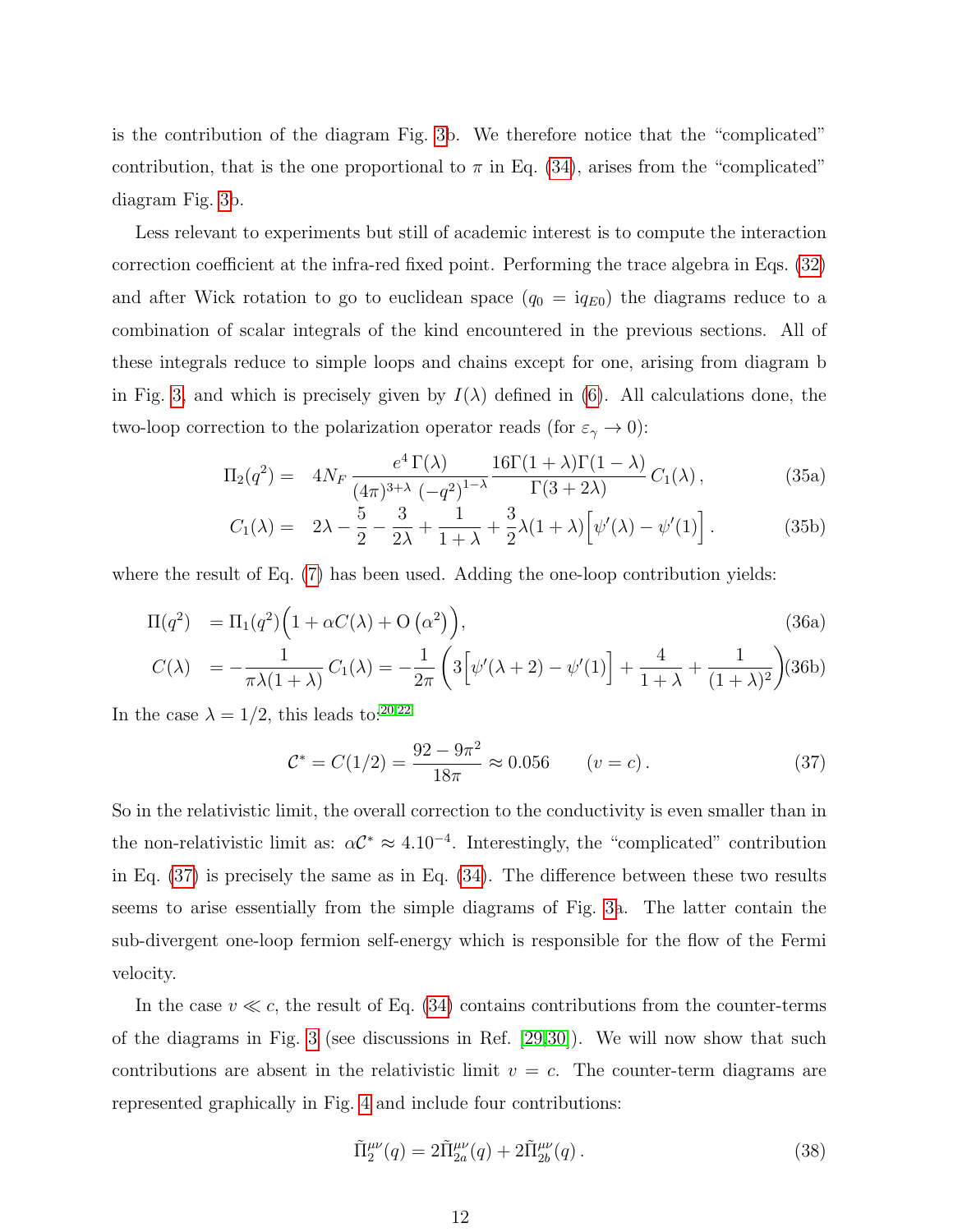is the contribution of the diagram Fig. 3b. We therefore notice that the "complicated" contribution, that is the one proportional to $\pi$ in Eq. (34), arises from the "complicated" diagram Fig. 3b.

Less relevant to experiments but still of academic interest is to compute the interaction correction coefficient at the infra-red fixed point. Performing the trace algebra in Eqs. (32) and after Wick rotation to go to euclidean space ($q_0 = \mathrm{i}q_{E0}$) the diagrams reduce to a combination of scalar integrals of the kind encountered in the previous sections. All of these integrals reduce to simple loops and chains except for one, arising from diagram b in Fig. 3, and which is precisely given by $I(\lambda)$ defined in (6). All calculations done, the two-loop correction to the polarization operator reads (for $\varepsilon_\gamma \to 0$):

$$\Pi_2(q^2) = \quad 4N_F \, \frac{e^4 \, \Gamma(\lambda)}{(4\pi)^{3+\lambda} \, (-q^2)^{1-\lambda}} \, \frac{16\Gamma(1+\lambda)\Gamma(1-\lambda)}{\Gamma(3+2\lambda)} \, C_1(\lambda) \,, \tag{35a}$$

$$C_1(\lambda) = \quad 2\lambda - \frac{5}{2} - \frac{3}{2\lambda} + \frac{1}{1+\lambda} + \frac{3}{2}\lambda(1+\lambda)\Big[\psi'(\lambda) - \psi'(1)\Big] \,. \tag{35b}$$

where the result of Eq. (7) has been used. Adding the one-loop contribution yields:

$$\Pi(q^2) \quad = \Pi_1(q^2)\Big(1 + \alpha C(\lambda) + \mathrm{O}\left(\alpha^2\right)\Big), \tag{36a}$$

$$C(\lambda) \quad = -\frac{1}{\pi\lambda(1+\lambda)} \, C_1(\lambda) = -\frac{1}{2\pi}\left(3\Big[\psi'(\lambda+2) - \psi'(1)\Big] + \frac{4}{1+\lambda} + \frac{1}{(1+\lambda)^2}\right) \tag{36b}$$

In the case $\lambda = 1/2$, this leads to:[20,22]

$$\mathcal{C}^* = C(1/2) = \frac{92 - 9\pi^2}{18\pi} \approx 0.056 \qquad (v = c) \,. \tag{37}$$

So in the relativistic limit, the overall correction to the conductivity is even smaller than in the non-relativistic limit as: $\alpha\mathcal{C}^* \approx 4.10^{-4}$. Interestingly, the "complicated" contribution in Eq. (37) is precisely the same as in Eq. (34). The difference between these two results seems to arise essentially from the simple diagrams of Fig. 3a. The latter contain the sub-divergent one-loop fermion self-energy which is responsible for the flow of the Fermi velocity.

In the case $v \ll c$, the result of Eq. (34) contains contributions from the counter-terms of the diagrams in Fig. 3 (see discussions in Ref. [29,30]). We will now show that such contributions are absent in the relativistic limit $v = c$. The counter-term diagrams are represented graphically in Fig. 4 and include four contributions:

$$\tilde{\Pi}_2^{\mu\nu}(q) = 2\tilde{\Pi}_{2a}^{\mu\nu}(q) + 2\tilde{\Pi}_{2b}^{\mu\nu}(q) \,. \tag{38}$$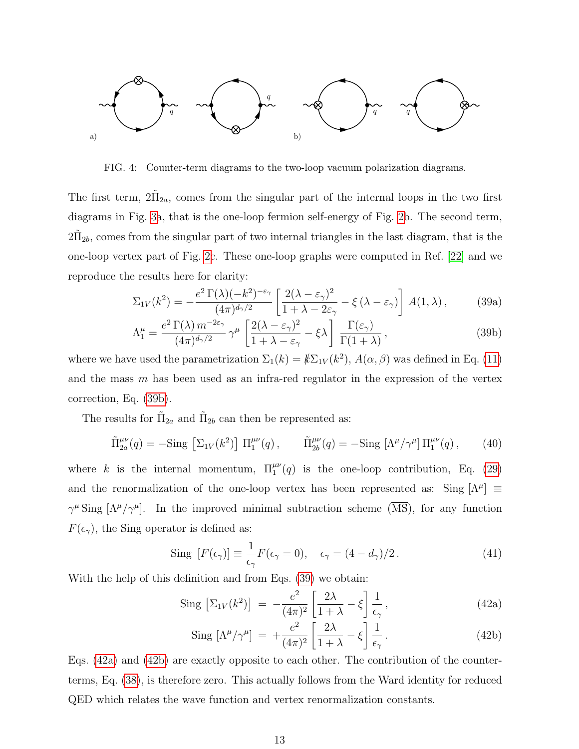FIG. 4: Counter-term diagrams to the two-loop vacuum polarization diagrams.

The first term, $2\tilde{\Pi}_{2a}$, comes from the singular part of the internal loops in the two first diagrams in Fig. 3a, that is the one-loop fermion self-energy of Fig. 2b. The second term, $2\tilde{\Pi}_{2b}$, comes from the singular part of two internal triangles in the last diagram, that is the one-loop vertex part of Fig. 2c. These one-loop graphs were computed in Ref. [22] and we reproduce the results here for clarity:

$$\Sigma_{1V}(k^2) = -\frac{e^2\,\Gamma(\lambda)(-k^2)^{-\varepsilon_\gamma}}{(4\pi)^{d_\gamma/2}}\left[\frac{2(\lambda-\varepsilon_\gamma)^2}{1+\lambda-2\varepsilon_\gamma} - \xi\,(\lambda-\varepsilon_\gamma)\right]\,A(1,\lambda)\,, \tag{39a}$$

$$\Lambda_1^\mu = \frac{e^2\,\Gamma(\lambda)\,m^{-2\varepsilon_\gamma}}{(4\pi)^{d_\gamma/2}}\,\gamma^\mu\,\left[\frac{2(\lambda-\varepsilon_\gamma)^2}{1+\lambda-\varepsilon_\gamma} - \xi\lambda\right]\,\frac{\Gamma(\varepsilon_\gamma)}{\Gamma(1+\lambda)}\,, \tag{39b}$$

where we have used the parametrization $\Sigma_1(k) = \not{k}\Sigma_{1V}(k^2)$, $A(\alpha,\beta)$ was defined in Eq. (11) and the mass $m$ has been used as an infra-red regulator in the expression of the vertex correction, Eq. (39b).

The results for $\tilde{\Pi}_{2a}$ and $\tilde{\Pi}_{2b}$ can then be represented as:

$$\tilde{\Pi}_{2a}^{\mu\nu}(q) = -\text{Sing}\,\left[\Sigma_{1V}(k^2)\right]\,\Pi_1^{\mu\nu}(q)\,, \qquad \tilde{\Pi}_{2b}^{\mu\nu}(q) = -\text{Sing}\,\left[\Lambda^\mu/\gamma^\mu\right]\Pi_1^{\mu\nu}(q)\,, \tag{40}$$

where $k$ is the internal momentum, $\Pi_1^{\mu\nu}(q)$ is the one-loop contribution, Eq. (29) and the renormalization of the one-loop vertex has been represented as: $\text{Sing}\,[\Lambda^\mu] \equiv \gamma^\mu\,\text{Sing}\,[\Lambda^\mu/\gamma^\mu]$. In the improved minimal subtraction scheme ($\overline{\text{MS}}$), for any function $F(\epsilon_\gamma)$, the Sing operator is defined as:

$$\text{Sing}\,\left[F(\epsilon_\gamma)\right] \equiv \frac{1}{\epsilon_\gamma}F(\epsilon_\gamma = 0), \quad \epsilon_\gamma = (4-d_\gamma)/2\,. \tag{41}$$

With the help of this definition and from Eqs. (39) we obtain:

$$\text{Sing}\,\left[\Sigma_{1V}(k^2)\right] \;=\; -\frac{e^2}{(4\pi)^2}\left[\frac{2\lambda}{1+\lambda} - \xi\right]\frac{1}{\epsilon_\gamma}\,, \tag{42a}$$

$$\text{Sing}\,\left[\Lambda^\mu/\gamma^\mu\right] \;=\; +\frac{e^2}{(4\pi)^2}\left[\frac{2\lambda}{1+\lambda} - \xi\right]\frac{1}{\epsilon_\gamma}\,. \tag{42b}$$

Eqs. (42a) and (42b) are exactly opposite to each other. The contribution of the counter-terms, Eq. (38), is therefore zero. This actually follows from the Ward identity for reduced QED which relates the wave function and vertex renormalization constants.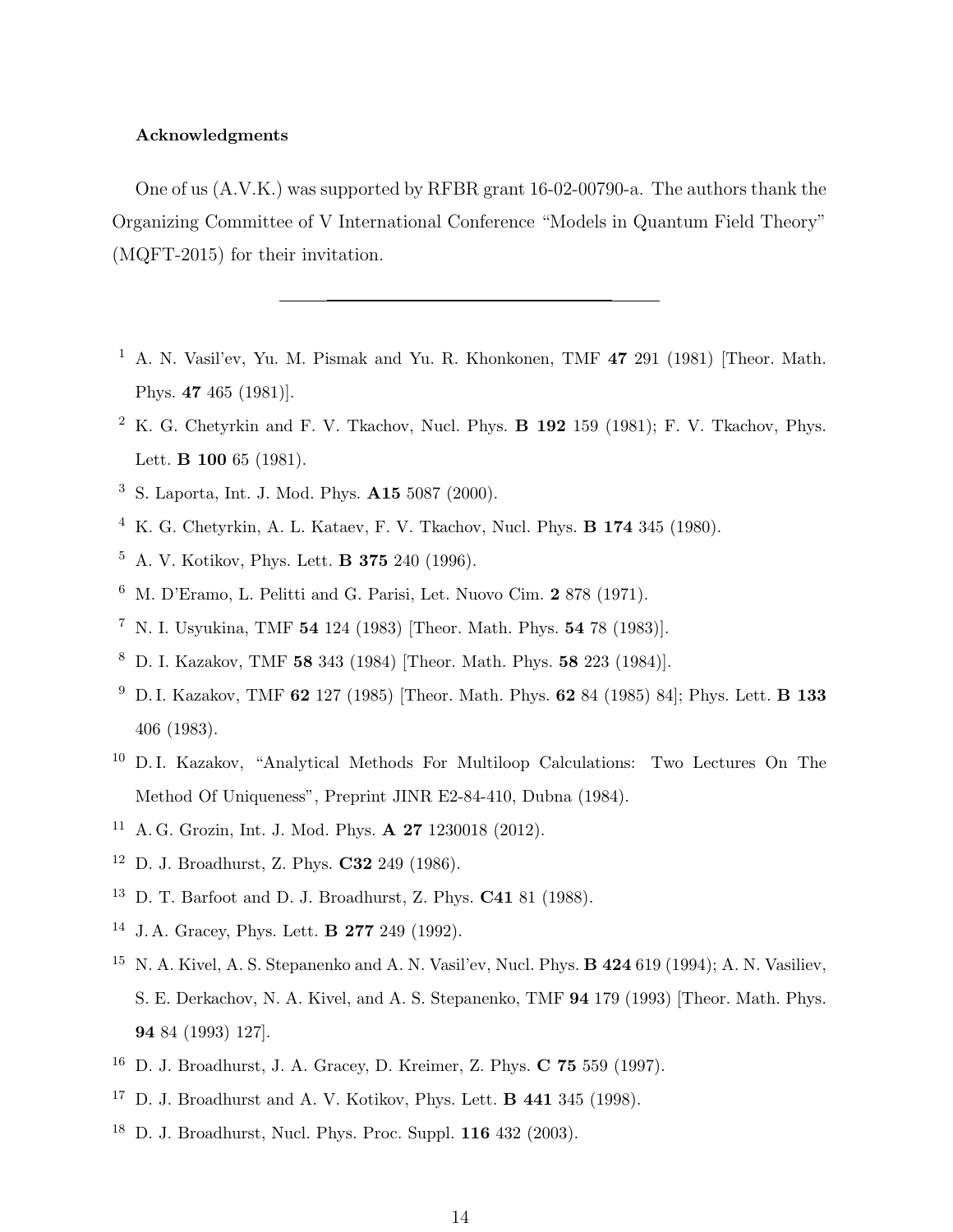**Acknowledgments**

One of us (A.V.K.) was supported by RFBR grant 16-02-00790-a. The authors thank the Organizing Committee of V International Conference "Models in Quantum Field Theory" (MQFT-2015) for their invitation.

---

[1] A. N. Vasil'ev, Yu. M. Pismak and Yu. R. Khonkonen, TMF **47** 291 (1981) [Theor. Math. Phys. **47** 465 (1981)].

[2] K. G. Chetyrkin and F. V. Tkachov, Nucl. Phys. **B 192** 159 (1981); F. V. Tkachov, Phys. Lett. **B 100** 65 (1981).

[3] S. Laporta, Int. J. Mod. Phys. **A15** 5087 (2000).

[4] K. G. Chetyrkin, A. L. Kataev, F. V. Tkachov, Nucl. Phys. **B 174** 345 (1980).

[5] A. V. Kotikov, Phys. Lett. **B 375** 240 (1996).

[6] M. D'Eramo, L. Pelitti and G. Parisi, Let. Nuovo Cim. **2** 878 (1971).

[7] N. I. Usyukina, TMF **54** 124 (1983) [Theor. Math. Phys. **54** 78 (1983)].

[8] D. I. Kazakov, TMF **58** 343 (1984) [Theor. Math. Phys. **58** 223 (1984)].

[9] D. I. Kazakov, TMF **62** 127 (1985) [Theor. Math. Phys. **62** 84 (1985) 84]; Phys. Lett. **B 133** 406 (1983).

[10] D. I. Kazakov, "Analytical Methods For Multiloop Calculations: Two Lectures On The Method Of Uniqueness", Preprint JINR E2-84-410, Dubna (1984).

[11] A. G. Grozin, Int. J. Mod. Phys. **A 27** 1230018 (2012).

[12] D. J. Broadhurst, Z. Phys. **C32** 249 (1986).

[13] D. T. Barfoot and D. J. Broadhurst, Z. Phys. **C41** 81 (1988).

[14] J. A. Gracey, Phys. Lett. **B 277** 249 (1992).

[15] N. A. Kivel, A. S. Stepanenko and A. N. Vasil'ev, Nucl. Phys. **B 424** 619 (1994); A. N. Vasiliev, S. E. Derkachov, N. A. Kivel, and A. S. Stepanenko, TMF **94** 179 (1993) [Theor. Math. Phys. **94** 84 (1993) 127].

[16] D. J. Broadhurst, J. A. Gracey, D. Kreimer, Z. Phys. **C 75** 559 (1997).

[17] D. J. Broadhurst and A. V. Kotikov, Phys. Lett. **B 441** 345 (1998).

[18] D. J. Broadhurst, Nucl. Phys. Proc. Suppl. **116** 432 (2003).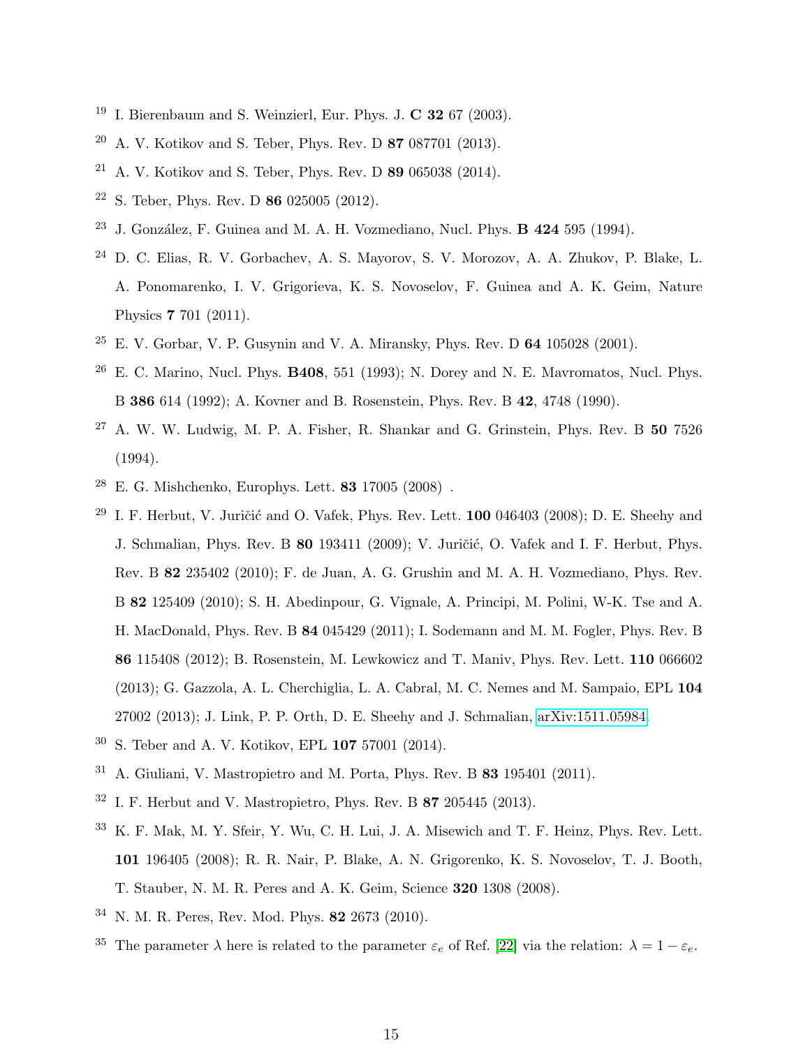[19] I. Bierenbaum and S. Weinzierl, Eur. Phys. J. **C 32** 67 (2003).

[20] A. V. Kotikov and S. Teber, Phys. Rev. D **87** 087701 (2013).

[21] A. V. Kotikov and S. Teber, Phys. Rev. D **89** 065038 (2014).

[22] S. Teber, Phys. Rev. D **86** 025005 (2012).

[23] J. González, F. Guinea and M. A. H. Vozmediano, Nucl. Phys. **B 424** 595 (1994).

[24] D. C. Elias, R. V. Gorbachev, A. S. Mayorov, S. V. Morozov, A. A. Zhukov, P. Blake, L. A. Ponomarenko, I. V. Grigorieva, K. S. Novoselov, F. Guinea and A. K. Geim, Nature Physics **7** 701 (2011).

[25] E. V. Gorbar, V. P. Gusynin and V. A. Miransky, Phys. Rev. D **64** 105028 (2001).

[26] E. C. Marino, Nucl. Phys. **B408**, 551 (1993); N. Dorey and N. E. Mavromatos, Nucl. Phys. B **386** 614 (1992); A. Kovner and B. Rosenstein, Phys. Rev. B **42**, 4748 (1990).

[27] A. W. W. Ludwig, M. P. A. Fisher, R. Shankar and G. Grinstein, Phys. Rev. B **50** 7526 (1994).

[28] E. G. Mishchenko, Europhys. Lett. **83** 17005 (2008) .

[29] I. F. Herbut, V. Juričić and O. Vafek, Phys. Rev. Lett. **100** 046403 (2008); D. E. Sheehy and J. Schmalian, Phys. Rev. B **80** 193411 (2009); V. Juričić, O. Vafek and I. F. Herbut, Phys. Rev. B **82** 235402 (2010); F. de Juan, A. G. Grushin and M. A. H. Vozmediano, Phys. Rev. B **82** 125409 (2010); S. H. Abedinpour, G. Vignale, A. Principi, M. Polini, W-K. Tse and A. H. MacDonald, Phys. Rev. B **84** 045429 (2011); I. Sodemann and M. M. Fogler, Phys. Rev. B **86** 115408 (2012); B. Rosenstein, M. Lewkowicz and T. Maniv, Phys. Rev. Lett. **110** 066602 (2013); G. Gazzola, A. L. Cherchiglia, L. A. Cabral, M. C. Nemes and M. Sampaio, EPL **104** 27002 (2013); J. Link, P. P. Orth, D. E. Sheehy and J. Schmalian, arXiv:1511.05984.

[30] S. Teber and A. V. Kotikov, EPL **107** 57001 (2014).

[31] A. Giuliani, V. Mastropietro and M. Porta, Phys. Rev. B **83** 195401 (2011).

[32] I. F. Herbut and V. Mastropietro, Phys. Rev. B **87** 205445 (2013).

[33] K. F. Mak, M. Y. Sfeir, Y. Wu, C. H. Lui, J. A. Misewich and T. F. Heinz, Phys. Rev. Lett. **101** 196405 (2008); R. R. Nair, P. Blake, A. N. Grigorenko, K. S. Novoselov, T. J. Booth, T. Stauber, N. M. R. Peres and A. K. Geim, Science **320** 1308 (2008).

[34] N. M. R. Peres, Rev. Mod. Phys. **82** 2673 (2010).

[35] The parameter $\lambda$ here is related to the parameter $\varepsilon_e$ of Ref. [22] via the relation: $\lambda = 1 - \varepsilon_e$.